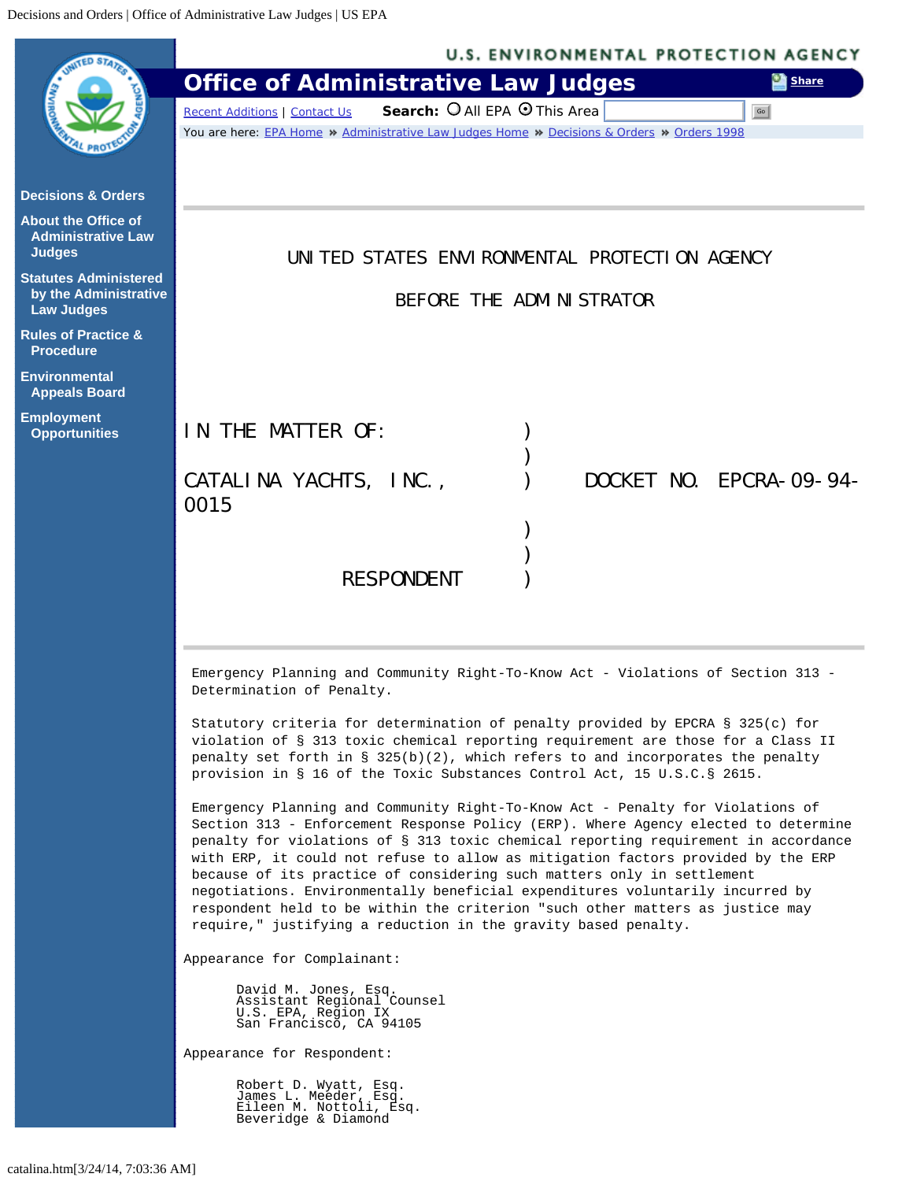UNITED STATES ENVIRONMENTAL PROTECTION AGENCY

BEFORE THE ADMINISTRATOR

IN THE MATTER OF: )
)
CATALINA YACHTS, INC., ) DOCKET NO. EPCRA-09-94-0015
)
)
RESPONDENT )

Emergency Planning and Community Right-To-Know Act - Violations of Section 313 - Determination of Penalty.

Statutory criteria for determination of penalty provided by EPCRA § 325(c) for violation of § 313 toxic chemical reporting requirement are those for a Class II penalty set forth in § 325(b)(2), which refers to and incorporates the penalty provision in § 16 of the Toxic Substances Control Act, 15 U.S.C.§ 2615.

Emergency Planning and Community Right-To-Know Act - Penalty for Violations of Section 313 - Enforcement Response Policy (ERP). Where Agency elected to determine penalty for violations of § 313 toxic chemical reporting requirement in accordance with ERP, it could not refuse to allow as mitigation factors provided by the ERP because of its practice of considering such matters only in settlement negotiations. Environmentally beneficial expenditures voluntarily incurred by respondent held to be within the criterion "such other matters as justice may require," justifying a reduction in the gravity based penalty.

Appearance for Complainant:

David M. Jones, Esq.
Assistant Regional Counsel
U.S. EPA, Region IX
San Francisco, CA 94105

Appearance for Respondent:

Robert D. Wyatt, Esq.
James L. Meeder, Esq.
Eileen M. Nottoli, Esq.
Beveridge & Diamond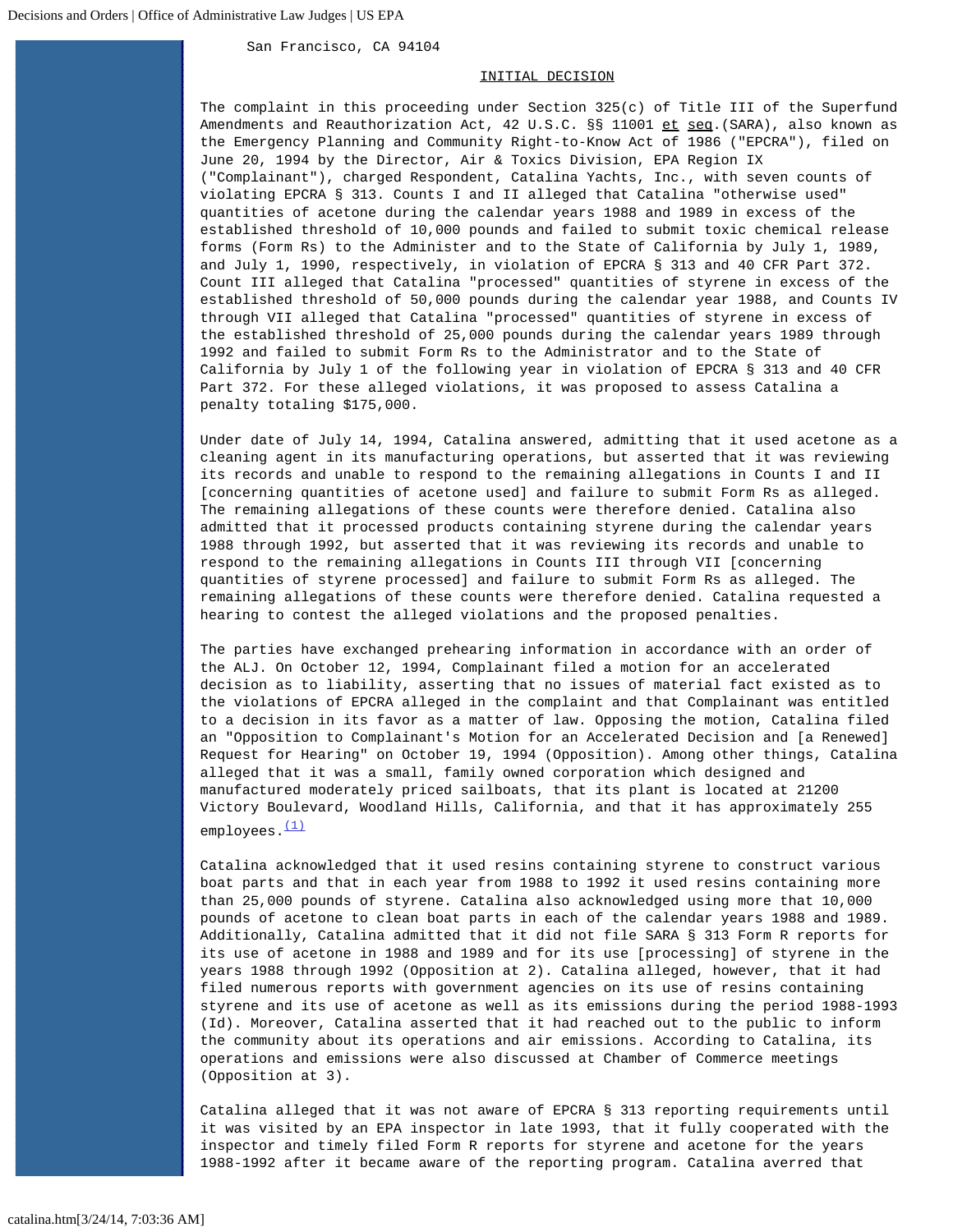San Francisco, CA 94104

## INITIAL DECISION

The complaint in this proceeding under Section 325(c) of Title III of the Superfund Amendments and Reauthorization Act, 42 U.S.C. §§ 11001 et seq.(SARA), also known as the Emergency Planning and Community Right-to-Know Act of 1986 ("EPCRA"), filed on June 20, 1994 by the Director, Air & Toxics Division, EPA Region IX ("Complainant"), charged Respondent, Catalina Yachts, Inc., with seven counts of violating EPCRA § 313. Counts I and II alleged that Catalina "otherwise used" quantities of acetone during the calendar years 1988 and 1989 in excess of the established threshold of 10,000 pounds and failed to submit toxic chemical release forms (Form Rs) to the Administer and to the State of California by July 1, 1989, and July 1, 1990, respectively, in violation of EPCRA § 313 and 40 CFR Part 372. Count III alleged that Catalina "processed" quantities of styrene in excess of the established threshold of 50,000 pounds during the calendar year 1988, and Counts IV through VII alleged that Catalina "processed" quantities of styrene in excess of the established threshold of 25,000 pounds during the calendar years 1989 through 1992 and failed to submit Form Rs to the Administrator and to the State of California by July 1 of the following year in violation of EPCRA § 313 and 40 CFR Part 372. For these alleged violations, it was proposed to assess Catalina a penalty totaling $175,000.

Under date of July 14, 1994, Catalina answered, admitting that it used acetone as a cleaning agent in its manufacturing operations, but asserted that it was reviewing its records and unable to respond to the remaining allegations in Counts I and II [concerning quantities of acetone used] and failure to submit Form Rs as alleged. The remaining allegations of these counts were therefore denied. Catalina also admitted that it processed products containing styrene during the calendar years 1988 through 1992, but asserted that it was reviewing its records and unable to respond to the remaining allegations in Counts III through VII [concerning quantities of styrene processed] and failure to submit Form Rs as alleged. The remaining allegations of these counts were therefore denied. Catalina requested a hearing to contest the alleged violations and the proposed penalties.

The parties have exchanged prehearing information in accordance with an order of the ALJ. On October 12, 1994, Complainant filed a motion for an accelerated decision as to liability, asserting that no issues of material fact existed as to the violations of EPCRA alleged in the complaint and that Complainant was entitled to a decision in its favor as a matter of law. Opposing the motion, Catalina filed an "Opposition to Complainant's Motion for an Accelerated Decision and [a Renewed] Request for Hearing" on October 19, 1994 (Opposition). Among other things, Catalina alleged that it was a small, family owned corporation which designed and manufactured moderately priced sailboats, that its plant is located at 21200 Victory Boulevard, Woodland Hills, California, and that it has approximately 255 employees.(1)

Catalina acknowledged that it used resins containing styrene to construct various boat parts and that in each year from 1988 to 1992 it used resins containing more than 25,000 pounds of styrene. Catalina also acknowledged using more that 10,000 pounds of acetone to clean boat parts in each of the calendar years 1988 and 1989. Additionally, Catalina admitted that it did not file SARA § 313 Form R reports for its use of acetone in 1988 and 1989 and for its use [processing] of styrene in the years 1988 through 1992 (Opposition at 2). Catalina alleged, however, that it had filed numerous reports with government agencies on its use of resins containing styrene and its use of acetone as well as its emissions during the period 1988-1993 (Id). Moreover, Catalina asserted that it had reached out to the public to inform the community about its operations and air emissions. According to Catalina, its operations and emissions were also discussed at Chamber of Commerce meetings (Opposition at 3).

Catalina alleged that it was not aware of EPCRA § 313 reporting requirements until it was visited by an EPA inspector in late 1993, that it fully cooperated with the inspector and timely filed Form R reports for styrene and acetone for the years 1988-1992 after it became aware of the reporting program. Catalina averred that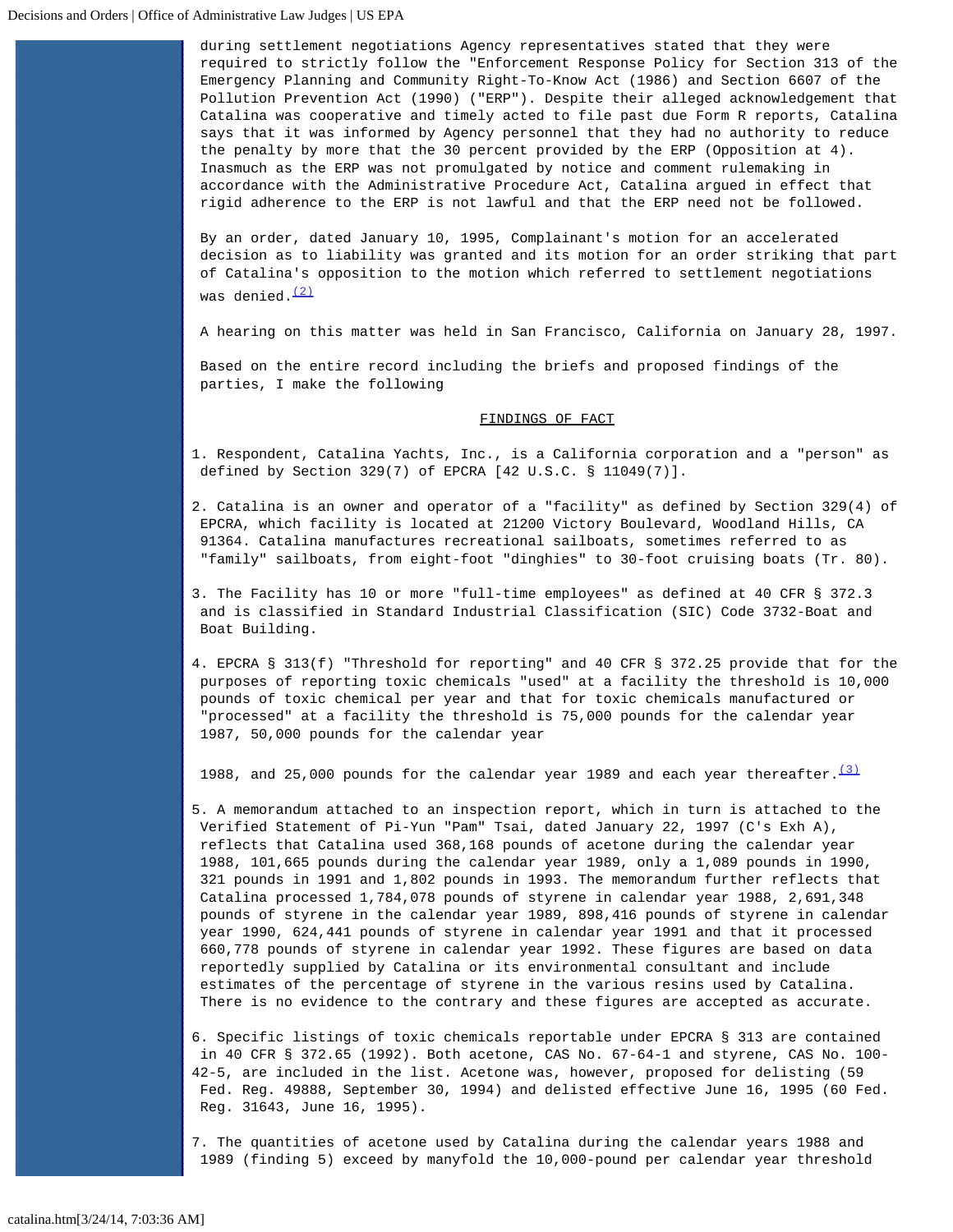during settlement negotiations Agency representatives stated that they were required to strictly follow the "Enforcement Response Policy for Section 313 of the Emergency Planning and Community Right-To-Know Act (1986) and Section 6607 of the Pollution Prevention Act (1990) ("ERP"). Despite their alleged acknowledgement that Catalina was cooperative and timely acted to file past due Form R reports, Catalina says that it was informed by Agency personnel that they had no authority to reduce the penalty by more that the 30 percent provided by the ERP (Opposition at 4). Inasmuch as the ERP was not promulgated by notice and comment rulemaking in accordance with the Administrative Procedure Act, Catalina argued in effect that rigid adherence to the ERP is not lawful and that the ERP need not be followed.

By an order, dated January 10, 1995, Complainant's motion for an accelerated decision as to liability was granted and its motion for an order striking that part of Catalina's opposition to the motion which referred to settlement negotiations was denied.[(2)]

A hearing on this matter was held in San Francisco, California on January 28, 1997.

Based on the entire record including the briefs and proposed findings of the parties, I make the following

## FINDINGS OF FACT

1. Respondent, Catalina Yachts, Inc., is a California corporation and a "person" as defined by Section 329(7) of EPCRA [42 U.S.C. § 11049(7)].

2. Catalina is an owner and operator of a "facility" as defined by Section 329(4) of EPCRA, which facility is located at 21200 Victory Boulevard, Woodland Hills, CA 91364. Catalina manufactures recreational sailboats, sometimes referred to as "family" sailboats, from eight-foot "dinghies" to 30-foot cruising boats (Tr. 80).

3. The Facility has 10 or more "full-time employees" as defined at 40 CFR § 372.3 and is classified in Standard Industrial Classification (SIC) Code 3732-Boat and Boat Building.

4. EPCRA § 313(f) "Threshold for reporting" and 40 CFR § 372.25 provide that for the purposes of reporting toxic chemicals "used" at a facility the threshold is 10,000 pounds of toxic chemical per year and that for toxic chemicals manufactured or "processed" at a facility the threshold is 75,000 pounds for the calendar year 1987, 50,000 pounds for the calendar year 1988, and 25,000 pounds for the calendar year 1989 and each year thereafter.[(3)]

5. A memorandum attached to an inspection report, which in turn is attached to the Verified Statement of Pi-Yun "Pam" Tsai, dated January 22, 1997 (C's Exh A), reflects that Catalina used 368,168 pounds of acetone during the calendar year 1988, 101,665 pounds during the calendar year 1989, only a 1,089 pounds in 1990, 321 pounds in 1991 and 1,802 pounds in 1993. The memorandum further reflects that Catalina processed 1,784,078 pounds of styrene in calendar year 1988, 2,691,348 pounds of styrene in the calendar year 1989, 898,416 pounds of styrene in calendar year 1990, 624,441 pounds of styrene in calendar year 1991 and that it processed 660,778 pounds of styrene in calendar year 1992. These figures are based on data reportedly supplied by Catalina or its environmental consultant and include estimates of the percentage of styrene in the various resins used by Catalina. There is no evidence to the contrary and these figures are accepted as accurate.

6. Specific listings of toxic chemicals reportable under EPCRA § 313 are contained in 40 CFR § 372.65 (1992). Both acetone, CAS No. 67-64-1 and styrene, CAS No. 100-42-5, are included in the list. Acetone was, however, proposed for delisting (59 Fed. Reg. 49888, September 30, 1994) and delisted effective June 16, 1995 (60 Fed. Reg. 31643, June 16, 1995).

7. The quantities of acetone used by Catalina during the calendar years 1988 and 1989 (finding 5) exceed by manyfold the 10,000-pound per calendar year threshold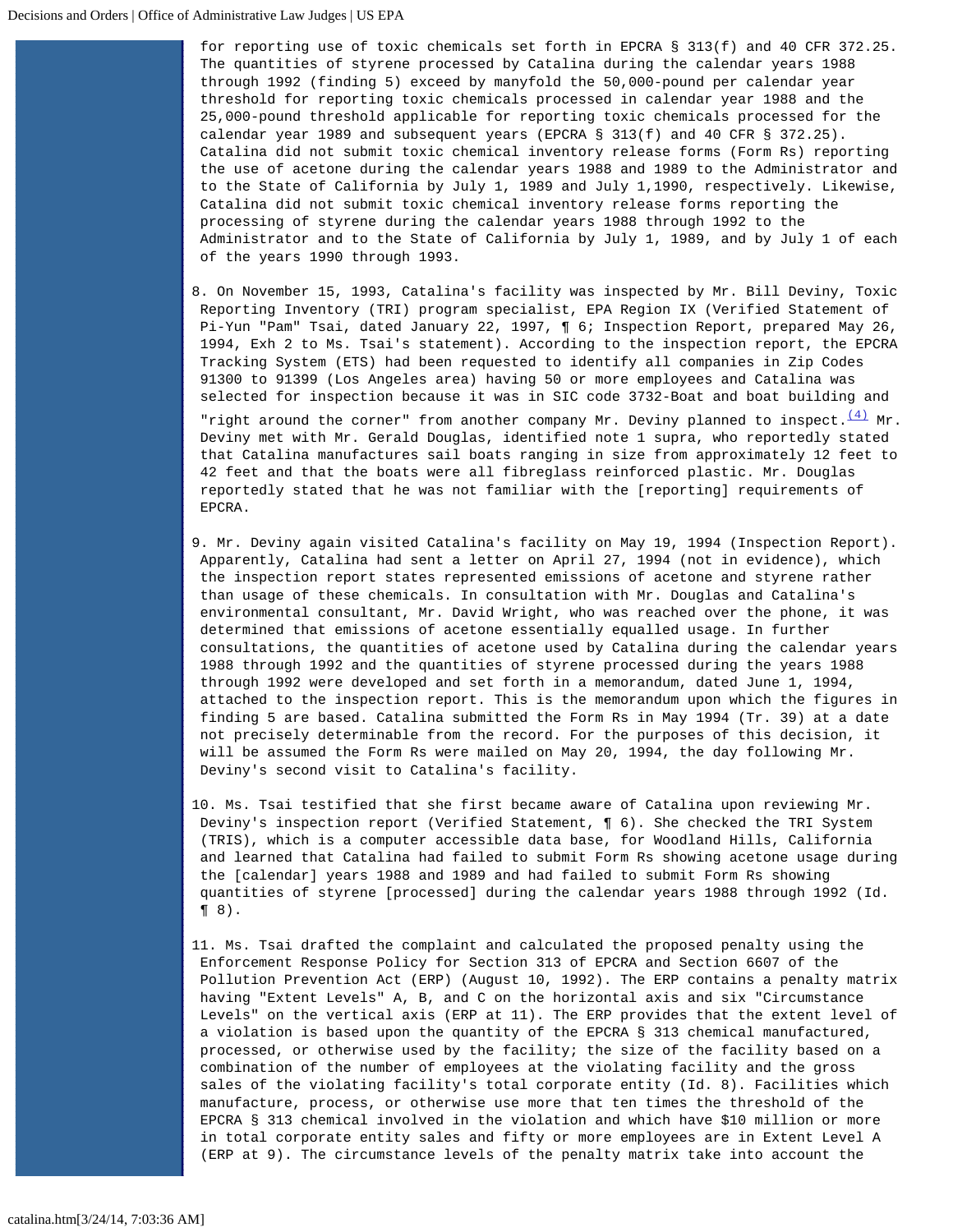for reporting use of toxic chemicals set forth in EPCRA § 313(f) and 40 CFR 372.25. The quantities of styrene processed by Catalina during the calendar years 1988 through 1992 (finding 5) exceed by manyfold the 50,000-pound per calendar year threshold for reporting toxic chemicals processed in calendar year 1988 and the 25,000-pound threshold applicable for reporting toxic chemicals processed for the calendar year 1989 and subsequent years (EPCRA § 313(f) and 40 CFR § 372.25). Catalina did not submit toxic chemical inventory release forms (Form Rs) reporting the use of acetone during the calendar years 1988 and 1989 to the Administrator and to the State of California by July 1, 1989 and July 1,1990, respectively. Likewise, Catalina did not submit toxic chemical inventory release forms reporting the processing of styrene during the calendar years 1988 through 1992 to the Administrator and to the State of California by July 1, 1989, and by July 1 of each of the years 1990 through 1993.

8. On November 15, 1993, Catalina's facility was inspected by Mr. Bill Deviny, Toxic Reporting Inventory (TRI) program specialist, EPA Region IX (Verified Statement of Pi-Yun "Pam" Tsai, dated January 22, 1997, ¶ 6; Inspection Report, prepared May 26, 1994, Exh 2 to Ms. Tsai's statement). According to the inspection report, the EPCRA Tracking System (ETS) had been requested to identify all companies in Zip Codes 91300 to 91399 (Los Angeles area) having 50 or more employees and Catalina was selected for inspection because it was in SIC code 3732-Boat and boat building and "right around the corner" from another company Mr. Deviny planned to inspect.[(4)] Mr. Deviny met with Mr. Gerald Douglas, identified note 1 supra, who reportedly stated that Catalina manufactures sail boats ranging in size from approximately 12 feet to 42 feet and that the boats were all fibreglass reinforced plastic. Mr. Douglas reportedly stated that he was not familiar with the [reporting] requirements of EPCRA.

9. Mr. Deviny again visited Catalina's facility on May 19, 1994 (Inspection Report). Apparently, Catalina had sent a letter on April 27, 1994 (not in evidence), which the inspection report states represented emissions of acetone and styrene rather than usage of these chemicals. In consultation with Mr. Douglas and Catalina's environmental consultant, Mr. David Wright, who was reached over the phone, it was determined that emissions of acetone essentially equalled usage. In further consultations, the quantities of acetone used by Catalina during the calendar years 1988 through 1992 and the quantities of styrene processed during the years 1988 through 1992 were developed and set forth in a memorandum, dated June 1, 1994, attached to the inspection report. This is the memorandum upon which the figures in finding 5 are based. Catalina submitted the Form Rs in May 1994 (Tr. 39) at a date not precisely determinable from the record. For the purposes of this decision, it will be assumed the Form Rs were mailed on May 20, 1994, the day following Mr. Deviny's second visit to Catalina's facility.

10. Ms. Tsai testified that she first became aware of Catalina upon reviewing Mr. Deviny's inspection report (Verified Statement, ¶ 6). She checked the TRI System (TRIS), which is a computer accessible data base, for Woodland Hills, California and learned that Catalina had failed to submit Form Rs showing acetone usage during the [calendar] years 1988 and 1989 and had failed to submit Form Rs showing quantities of styrene [processed] during the calendar years 1988 through 1992 (Id. ¶ 8).

11. Ms. Tsai drafted the complaint and calculated the proposed penalty using the Enforcement Response Policy for Section 313 of EPCRA and Section 6607 of the Pollution Prevention Act (ERP) (August 10, 1992). The ERP contains a penalty matrix having "Extent Levels" A, B, and C on the horizontal axis and six "Circumstance Levels" on the vertical axis (ERP at 11). The ERP provides that the extent level of a violation is based upon the quantity of the EPCRA § 313 chemical manufactured, processed, or otherwise used by the facility; the size of the facility based on a combination of the number of employees at the violating facility and the gross sales of the violating facility's total corporate entity (Id. 8). Facilities which manufacture, process, or otherwise use more that ten times the threshold of the EPCRA § 313 chemical involved in the violation and which have $10 million or more in total corporate entity sales and fifty or more employees are in Extent Level A (ERP at 9). The circumstance levels of the penalty matrix take into account the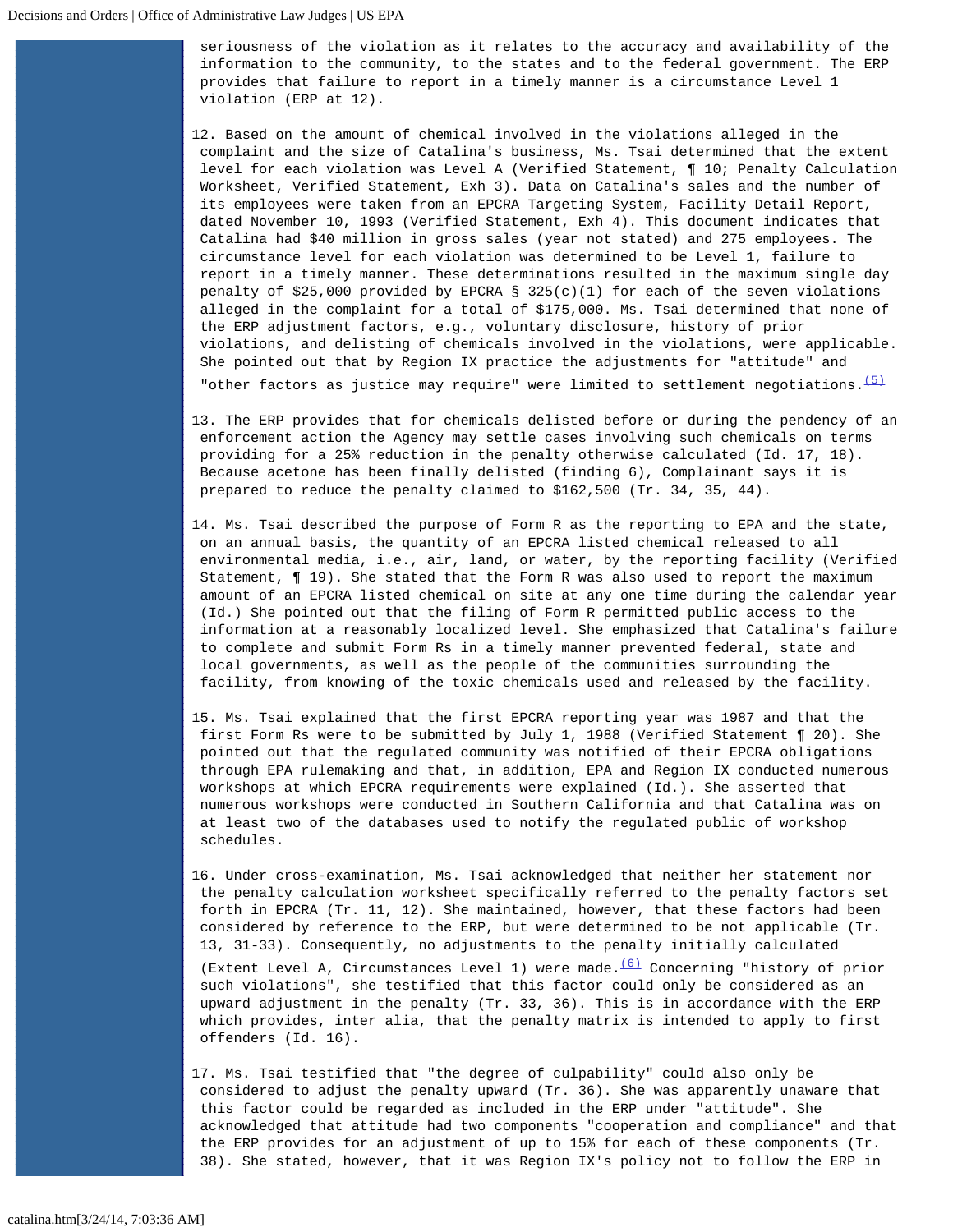seriousness of the violation as it relates to the accuracy and availability of the information to the community, to the states and to the federal government. The ERP provides that failure to report in a timely manner is a circumstance Level 1 violation (ERP at 12).

12. Based on the amount of chemical involved in the violations alleged in the complaint and the size of Catalina's business, Ms. Tsai determined that the extent level for each violation was Level A (Verified Statement, ¶ 10; Penalty Calculation Worksheet, Verified Statement, Exh 3). Data on Catalina's sales and the number of its employees were taken from an EPCRA Targeting System, Facility Detail Report, dated November 10, 1993 (Verified Statement, Exh 4). This document indicates that Catalina had $40 million in gross sales (year not stated) and 275 employees. The circumstance level for each violation was determined to be Level 1, failure to report in a timely manner. These determinations resulted in the maximum single day penalty of $25,000 provided by EPCRA § 325(c)(1) for each of the seven violations alleged in the complaint for a total of $175,000. Ms. Tsai determined that none of the ERP adjustment factors, e.g., voluntary disclosure, history of prior violations, and delisting of chemicals involved in the violations, were applicable. She pointed out that by Region IX practice the adjustments for "attitude" and "other factors as justice may require" were limited to settlement negotiations.[(5)]

13. The ERP provides that for chemicals delisted before or during the pendency of an enforcement action the Agency may settle cases involving such chemicals on terms providing for a 25% reduction in the penalty otherwise calculated (Id. 17, 18). Because acetone has been finally delisted (finding 6), Complainant says it is prepared to reduce the penalty claimed to $162,500 (Tr. 34, 35, 44).

14. Ms. Tsai described the purpose of Form R as the reporting to EPA and the state, on an annual basis, the quantity of an EPCRA listed chemical released to all environmental media, i.e., air, land, or water, by the reporting facility (Verified Statement, ¶ 19). She stated that the Form R was also used to report the maximum amount of an EPCRA listed chemical on site at any one time during the calendar year (Id.) She pointed out that the filing of Form R permitted public access to the information at a reasonably localized level. She emphasized that Catalina's failure to complete and submit Form Rs in a timely manner prevented federal, state and local governments, as well as the people of the communities surrounding the facility, from knowing of the toxic chemicals used and released by the facility.

15. Ms. Tsai explained that the first EPCRA reporting year was 1987 and that the first Form Rs were to be submitted by July 1, 1988 (Verified Statement ¶ 20). She pointed out that the regulated community was notified of their EPCRA obligations through EPA rulemaking and that, in addition, EPA and Region IX conducted numerous workshops at which EPCRA requirements were explained (Id.). She asserted that numerous workshops were conducted in Southern California and that Catalina was on at least two of the databases used to notify the regulated public of workshop schedules.

16. Under cross-examination, Ms. Tsai acknowledged that neither her statement nor the penalty calculation worksheet specifically referred to the penalty factors set forth in EPCRA (Tr. 11, 12). She maintained, however, that these factors had been considered by reference to the ERP, but were determined to be not applicable (Tr. 13, 31-33). Consequently, no adjustments to the penalty initially calculated (Extent Level A, Circumstances Level 1) were made.[(6)] Concerning "history of prior such violations", she testified that this factor could only be considered as an upward adjustment in the penalty (Tr. 33, 36). This is in accordance with the ERP which provides, inter alia, that the penalty matrix is intended to apply to first offenders (Id. 16).

17. Ms. Tsai testified that "the degree of culpability" could also only be considered to adjust the penalty upward (Tr. 36). She was apparently unaware that this factor could be regarded as included in the ERP under "attitude". She acknowledged that attitude had two components "cooperation and compliance" and that the ERP provides for an adjustment of up to 15% for each of these components (Tr. 38). She stated, however, that it was Region IX's policy not to follow the ERP in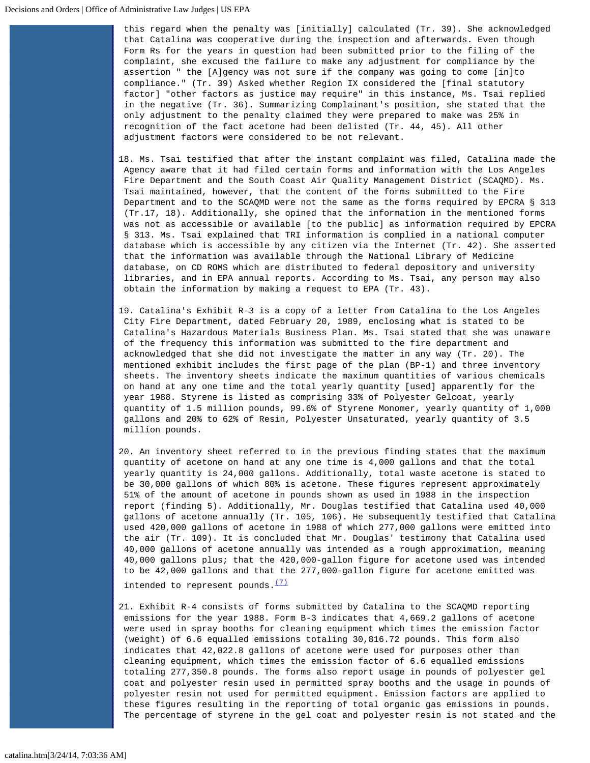this regard when the penalty was [initially] calculated (Tr. 39). She acknowledged that Catalina was cooperative during the inspection and afterwards. Even though Form Rs for the years in question had been submitted prior to the filing of the complaint, she excused the failure to make any adjustment for compliance by the assertion " the [A]gency was not sure if the company was going to come [in]to compliance." (Tr. 39) Asked whether Region IX considered the [final statutory factor] "other factors as justice may require" in this instance, Ms. Tsai replied in the negative (Tr. 36). Summarizing Complainant's position, she stated that the only adjustment to the penalty claimed they were prepared to make was 25% in recognition of the fact acetone had been delisted (Tr. 44, 45). All other adjustment factors were considered to be not relevant.

18. Ms. Tsai testified that after the instant complaint was filed, Catalina made the Agency aware that it had filed certain forms and information with the Los Angeles Fire Department and the South Coast Air Quality Management District (SCAQMD). Ms. Tsai maintained, however, that the content of the forms submitted to the Fire Department and to the SCAQMD were not the same as the forms required by EPCRA § 313 (Tr.17, 18). Additionally, she opined that the information in the mentioned forms was not as accessible or available [to the public] as information required by EPCRA § 313. Ms. Tsai explained that TRI information is complied in a national computer database which is accessible by any citizen via the Internet (Tr. 42). She asserted that the information was available through the National Library of Medicine database, on CD ROMS which are distributed to federal depository and university libraries, and in EPA annual reports. According to Ms. Tsai, any person may also obtain the information by making a request to EPA (Tr. 43).

19. Catalina's Exhibit R-3 is a copy of a letter from Catalina to the Los Angeles City Fire Department, dated February 20, 1989, enclosing what is stated to be Catalina's Hazardous Materials Business Plan. Ms. Tsai stated that she was unaware of the frequency this information was submitted to the fire department and acknowledged that she did not investigate the matter in any way (Tr. 20). The mentioned exhibit includes the first page of the plan (BP-1) and three inventory sheets. The inventory sheets indicate the maximum quantities of various chemicals on hand at any one time and the total yearly quantity [used] apparently for the year 1988. Styrene is listed as comprising 33% of Polyester Gelcoat, yearly quantity of 1.5 million pounds, 99.6% of Styrene Monomer, yearly quantity of 1,000 gallons and 20% to 62% of Resin, Polyester Unsaturated, yearly quantity of 3.5 million pounds.

20. An inventory sheet referred to in the previous finding states that the maximum quantity of acetone on hand at any one time is 4,000 gallons and that the total yearly quantity is 24,000 gallons. Additionally, total waste acetone is stated to be 30,000 gallons of which 80% is acetone. These figures represent approximately 51% of the amount of acetone in pounds shown as used in 1988 in the inspection report (finding 5). Additionally, Mr. Douglas testified that Catalina used 40,000 gallons of acetone annually (Tr. 105, 106). He subsequently testified that Catalina used 420,000 gallons of acetone in 1988 of which 277,000 gallons were emitted into the air (Tr. 109). It is concluded that Mr. Douglas' testimony that Catalina used 40,000 gallons of acetone annually was intended as a rough approximation, meaning 40,000 gallons plus; that the 420,000-gallon figure for acetone used was intended to be 42,000 gallons and that the 277,000-gallon figure for acetone emitted was intended to represent pounds.(7)

21. Exhibit R-4 consists of forms submitted by Catalina to the SCAQMD reporting emissions for the year 1988. Form B-3 indicates that 4,669.2 gallons of acetone were used in spray booths for cleaning equipment which times the emission factor (weight) of 6.6 equalled emissions totaling 30,816.72 pounds. This form also indicates that 42,022.8 gallons of acetone were used for purposes other than cleaning equipment, which times the emission factor of 6.6 equalled emissions totaling 277,350.8 pounds. The forms also report usage in pounds of polyester gel coat and polyester resin used in permitted spray booths and the usage in pounds of polyester resin not used for permitted equipment. Emission factors are applied to these figures resulting in the reporting of total organic gas emissions in pounds. The percentage of styrene in the gel coat and polyester resin is not stated and the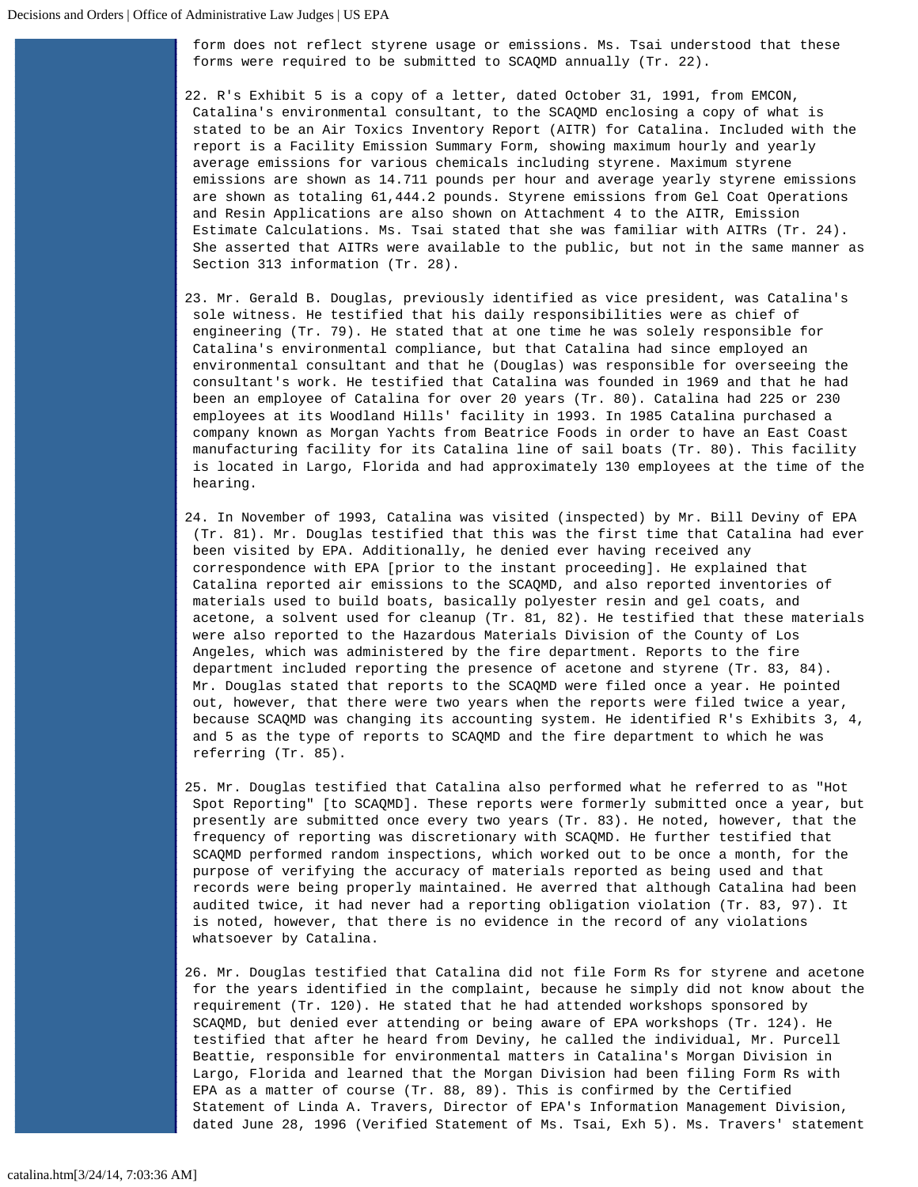form does not reflect styrene usage or emissions. Ms. Tsai understood that these forms were required to be submitted to SCAQMD annually (Tr. 22).

22. R's Exhibit 5 is a copy of a letter, dated October 31, 1991, from EMCON, Catalina's environmental consultant, to the SCAQMD enclosing a copy of what is stated to be an Air Toxics Inventory Report (AITR) for Catalina. Included with the report is a Facility Emission Summary Form, showing maximum hourly and yearly average emissions for various chemicals including styrene. Maximum styrene emissions are shown as 14.711 pounds per hour and average yearly styrene emissions are shown as totaling 61,444.2 pounds. Styrene emissions from Gel Coat Operations and Resin Applications are also shown on Attachment 4 to the AITR, Emission Estimate Calculations. Ms. Tsai stated that she was familiar with AITRs (Tr. 24). She asserted that AITRs were available to the public, but not in the same manner as Section 313 information (Tr. 28).

23. Mr. Gerald B. Douglas, previously identified as vice president, was Catalina's sole witness. He testified that his daily responsibilities were as chief of engineering (Tr. 79). He stated that at one time he was solely responsible for Catalina's environmental compliance, but that Catalina had since employed an environmental consultant and that he (Douglas) was responsible for overseeing the consultant's work. He testified that Catalina was founded in 1969 and that he had been an employee of Catalina for over 20 years (Tr. 80). Catalina had 225 or 230 employees at its Woodland Hills' facility in 1993. In 1985 Catalina purchased a company known as Morgan Yachts from Beatrice Foods in order to have an East Coast manufacturing facility for its Catalina line of sail boats (Tr. 80). This facility is located in Largo, Florida and had approximately 130 employees at the time of the hearing.

24. In November of 1993, Catalina was visited (inspected) by Mr. Bill Deviny of EPA (Tr. 81). Mr. Douglas testified that this was the first time that Catalina had ever been visited by EPA. Additionally, he denied ever having received any correspondence with EPA [prior to the instant proceeding]. He explained that Catalina reported air emissions to the SCAQMD, and also reported inventories of materials used to build boats, basically polyester resin and gel coats, and acetone, a solvent used for cleanup (Tr. 81, 82). He testified that these materials were also reported to the Hazardous Materials Division of the County of Los Angeles, which was administered by the fire department. Reports to the fire department included reporting the presence of acetone and styrene (Tr. 83, 84). Mr. Douglas stated that reports to the SCAQMD were filed once a year. He pointed out, however, that there were two years when the reports were filed twice a year, because SCAQMD was changing its accounting system. He identified R's Exhibits 3, 4, and 5 as the type of reports to SCAQMD and the fire department to which he was referring (Tr. 85).

25. Mr. Douglas testified that Catalina also performed what he referred to as "Hot Spot Reporting" [to SCAQMD]. These reports were formerly submitted once a year, but presently are submitted once every two years (Tr. 83). He noted, however, that the frequency of reporting was discretionary with SCAQMD. He further testified that SCAQMD performed random inspections, which worked out to be once a month, for the purpose of verifying the accuracy of materials reported as being used and that records were being properly maintained. He averred that although Catalina had been audited twice, it had never had a reporting obligation violation (Tr. 83, 97). It is noted, however, that there is no evidence in the record of any violations whatsoever by Catalina.

26. Mr. Douglas testified that Catalina did not file Form Rs for styrene and acetone for the years identified in the complaint, because he simply did not know about the requirement (Tr. 120). He stated that he had attended workshops sponsored by SCAQMD, but denied ever attending or being aware of EPA workshops (Tr. 124). He testified that after he heard from Deviny, he called the individual, Mr. Purcell Beattie, responsible for environmental matters in Catalina's Morgan Division in Largo, Florida and learned that the Morgan Division had been filing Form Rs with EPA as a matter of course (Tr. 88, 89). This is confirmed by the Certified Statement of Linda A. Travers, Director of EPA's Information Management Division, dated June 28, 1996 (Verified Statement of Ms. Tsai, Exh 5). Ms. Travers' statement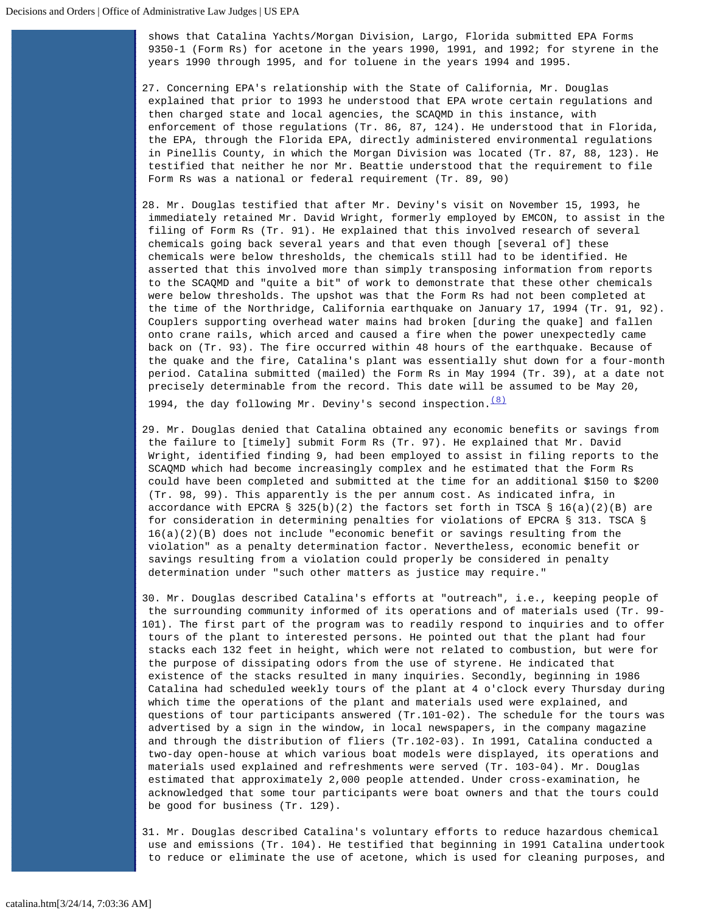shows that Catalina Yachts/Morgan Division, Largo, Florida submitted EPA Forms 9350-1 (Form Rs) for acetone in the years 1990, 1991, and 1992; for styrene in the years 1990 through 1995, and for toluene in the years 1994 and 1995.

27. Concerning EPA's relationship with the State of California, Mr. Douglas explained that prior to 1993 he understood that EPA wrote certain regulations and then charged state and local agencies, the SCAQMD in this instance, with enforcement of those regulations (Tr. 86, 87, 124). He understood that in Florida, the EPA, through the Florida EPA, directly administered environmental regulations in Pinellis County, in which the Morgan Division was located (Tr. 87, 88, 123). He testified that neither he nor Mr. Beattie understood that the requirement to file Form Rs was a national or federal requirement (Tr. 89, 90)

28. Mr. Douglas testified that after Mr. Deviny's visit on November 15, 1993, he immediately retained Mr. David Wright, formerly employed by EMCON, to assist in the filing of Form Rs (Tr. 91). He explained that this involved research of several chemicals going back several years and that even though [several of] these chemicals were below thresholds, the chemicals still had to be identified. He asserted that this involved more than simply transposing information from reports to the SCAQMD and "quite a bit" of work to demonstrate that these other chemicals were below thresholds. The upshot was that the Form Rs had not been completed at the time of the Northridge, California earthquake on January 17, 1994 (Tr. 91, 92). Couplers supporting overhead water mains had broken [during the quake] and fallen onto crane rails, which arced and caused a fire when the power unexpectedly came back on (Tr. 93). The fire occurred within 48 hours of the earthquake. Because of the quake and the fire, Catalina's plant was essentially shut down for a four-month period. Catalina submitted (mailed) the Form Rs in May 1994 (Tr. 39), at a date not precisely determinable from the record. This date will be assumed to be May 20, 1994, the day following Mr. Deviny's second inspection.(8)

29. Mr. Douglas denied that Catalina obtained any economic benefits or savings from the failure to [timely] submit Form Rs (Tr. 97). He explained that Mr. David Wright, identified finding 9, had been employed to assist in filing reports to the SCAQMD which had become increasingly complex and he estimated that the Form Rs could have been completed and submitted at the time for an additional $150 to $200 (Tr. 98, 99). This apparently is the per annum cost. As indicated infra, in accordance with EPCRA § 325(b)(2) the factors set forth in TSCA § 16(a)(2)(B) are for consideration in determining penalties for violations of EPCRA § 313. TSCA § 16(a)(2)(B) does not include "economic benefit or savings resulting from the violation" as a penalty determination factor. Nevertheless, economic benefit or savings resulting from a violation could properly be considered in penalty determination under "such other matters as justice may require."

30. Mr. Douglas described Catalina's efforts at "outreach", i.e., keeping people of the surrounding community informed of its operations and of materials used (Tr. 99-101). The first part of the program was to readily respond to inquiries and to offer tours of the plant to interested persons. He pointed out that the plant had four stacks each 132 feet in height, which were not related to combustion, but were for the purpose of dissipating odors from the use of styrene. He indicated that existence of the stacks resulted in many inquiries. Secondly, beginning in 1986 Catalina had scheduled weekly tours of the plant at 4 o'clock every Thursday during which time the operations of the plant and materials used were explained, and questions of tour participants answered (Tr.101-02). The schedule for the tours was advertised by a sign in the window, in local newspapers, in the company magazine and through the distribution of fliers (Tr.102-03). In 1991, Catalina conducted a two-day open-house at which various boat models were displayed, its operations and materials used explained and refreshments were served (Tr. 103-04). Mr. Douglas estimated that approximately 2,000 people attended. Under cross-examination, he acknowledged that some tour participants were boat owners and that the tours could be good for business (Tr. 129).

31. Mr. Douglas described Catalina's voluntary efforts to reduce hazardous chemical use and emissions (Tr. 104). He testified that beginning in 1991 Catalina undertook to reduce or eliminate the use of acetone, which is used for cleaning purposes, and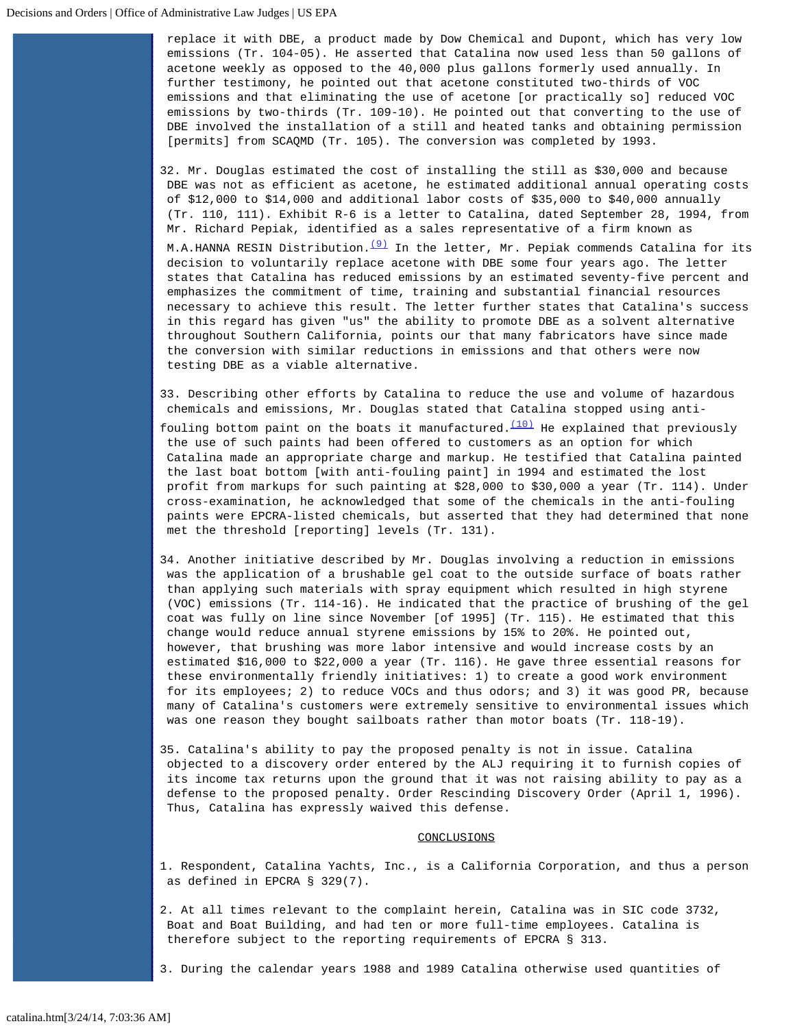replace it with DBE, a product made by Dow Chemical and Dupont, which has very low emissions (Tr. 104-05). He asserted that Catalina now used less than 50 gallons of acetone weekly as opposed to the 40,000 plus gallons formerly used annually. In further testimony, he pointed out that acetone constituted two-thirds of VOC emissions and that eliminating the use of acetone [or practically so] reduced VOC emissions by two-thirds (Tr. 109-10). He pointed out that converting to the use of DBE involved the installation of a still and heated tanks and obtaining permission [permits] from SCAQMD (Tr. 105). The conversion was completed by 1993.

32. Mr. Douglas estimated the cost of installing the still as $30,000 and because DBE was not as efficient as acetone, he estimated additional annual operating costs of $12,000 to $14,000 and additional labor costs of $35,000 to $40,000 annually (Tr. 110, 111). Exhibit R-6 is a letter to Catalina, dated September 28, 1994, from Mr. Richard Pepiak, identified as a sales representative of a firm known as M.A.HANNA RESIN Distribution.[(9)] In the letter, Mr. Pepiak commends Catalina for its decision to voluntarily replace acetone with DBE some four years ago. The letter states that Catalina has reduced emissions by an estimated seventy-five percent and emphasizes the commitment of time, training and substantial financial resources necessary to achieve this result. The letter further states that Catalina's success in this regard has given "us" the ability to promote DBE as a solvent alternative throughout Southern California, points our that many fabricators have since made the conversion with similar reductions in emissions and that others were now testing DBE as a viable alternative.

33. Describing other efforts by Catalina to reduce the use and volume of hazardous chemicals and emissions, Mr. Douglas stated that Catalina stopped using anti-fouling bottom paint on the boats it manufactured.[(10)] He explained that previously the use of such paints had been offered to customers as an option for which Catalina made an appropriate charge and markup. He testified that Catalina painted the last boat bottom [with anti-fouling paint] in 1994 and estimated the lost profit from markups for such painting at $28,000 to $30,000 a year (Tr. 114). Under cross-examination, he acknowledged that some of the chemicals in the anti-fouling paints were EPCRA-listed chemicals, but asserted that they had determined that none met the threshold [reporting] levels (Tr. 131).

34. Another initiative described by Mr. Douglas involving a reduction in emissions was the application of a brushable gel coat to the outside surface of boats rather than applying such materials with spray equipment which resulted in high styrene (VOC) emissions (Tr. 114-16). He indicated that the practice of brushing of the gel coat was fully on line since November [of 1995] (Tr. 115). He estimated that this change would reduce annual styrene emissions by 15% to 20%. He pointed out, however, that brushing was more labor intensive and would increase costs by an estimated $16,000 to $22,000 a year (Tr. 116). He gave three essential reasons for these environmentally friendly initiatives: 1) to create a good work environment for its employees; 2) to reduce VOCs and thus odors; and 3) it was good PR, because many of Catalina's customers were extremely sensitive to environmental issues which was one reason they bought sailboats rather than motor boats (Tr. 118-19).

35. Catalina's ability to pay the proposed penalty is not in issue. Catalina objected to a discovery order entered by the ALJ requiring it to furnish copies of its income tax returns upon the ground that it was not raising ability to pay as a defense to the proposed penalty. Order Rescinding Discovery Order (April 1, 1996). Thus, Catalina has expressly waived this defense.

## CONCLUSIONS

1. Respondent, Catalina Yachts, Inc., is a California Corporation, and thus a person as defined in EPCRA § 329(7).

2. At all times relevant to the complaint herein, Catalina was in SIC code 3732, Boat and Boat Building, and had ten or more full-time employees. Catalina is therefore subject to the reporting requirements of EPCRA § 313.

3. During the calendar years 1988 and 1989 Catalina otherwise used quantities of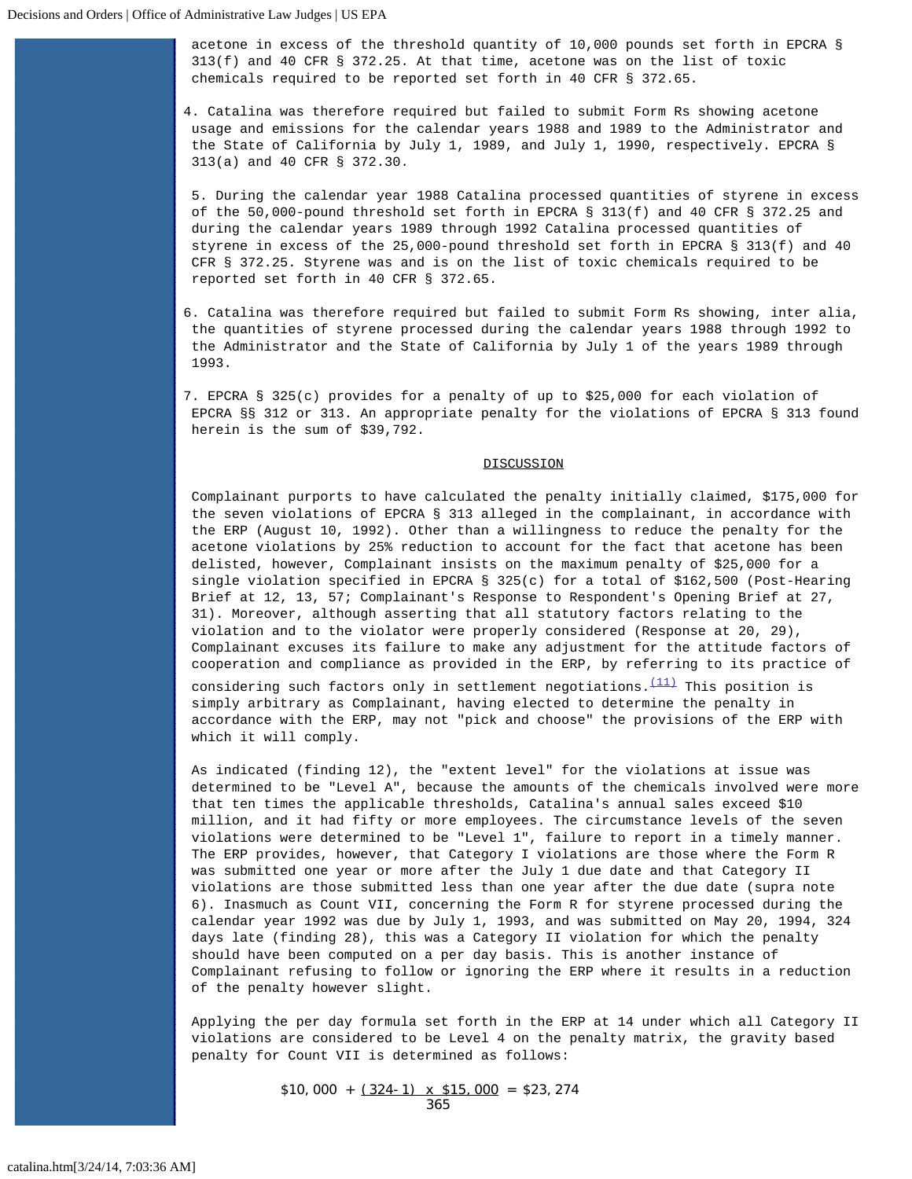acetone in excess of the threshold quantity of 10,000 pounds set forth in EPCRA § 313(f) and 40 CFR § 372.25. At that time, acetone was on the list of toxic chemicals required to be reported set forth in 40 CFR § 372.65.

4. Catalina was therefore required but failed to submit Form Rs showing acetone usage and emissions for the calendar years 1988 and 1989 to the Administrator and the State of California by July 1, 1989, and July 1, 1990, respectively. EPCRA § 313(a) and 40 CFR § 372.30.

5. During the calendar year 1988 Catalina processed quantities of styrene in excess of the 50,000-pound threshold set forth in EPCRA § 313(f) and 40 CFR § 372.25 and during the calendar years 1989 through 1992 Catalina processed quantities of styrene in excess of the 25,000-pound threshold set forth in EPCRA § 313(f) and 40 CFR § 372.25. Styrene was and is on the list of toxic chemicals required to be reported set forth in 40 CFR § 372.65.

6. Catalina was therefore required but failed to submit Form Rs showing, inter alia, the quantities of styrene processed during the calendar years 1988 through 1992 to the Administrator and the State of California by July 1 of the years 1989 through 1993.

7. EPCRA § 325(c) provides for a penalty of up to $25,000 for each violation of EPCRA §§ 312 or 313. An appropriate penalty for the violations of EPCRA § 313 found herein is the sum of $39,792.

## DISCUSSION

Complainant purports to have calculated the penalty initially claimed, $175,000 for the seven violations of EPCRA § 313 alleged in the complainant, in accordance with the ERP (August 10, 1992). Other than a willingness to reduce the penalty for the acetone violations by 25% reduction to account for the fact that acetone has been delisted, however, Complainant insists on the maximum penalty of $25,000 for a single violation specified in EPCRA § 325(c) for a total of $162,500 (Post-Hearing Brief at 12, 13, 57; Complainant's Response to Respondent's Opening Brief at 27, 31). Moreover, although asserting that all statutory factors relating to the violation and to the violator were properly considered (Response at 20, 29), Complainant excuses its failure to make any adjustment for the attitude factors of cooperation and compliance as provided in the ERP, by referring to its practice of considering such factors only in settlement negotiations.(11) This position is simply arbitrary as Complainant, having elected to determine the penalty in accordance with the ERP, may not "pick and choose" the provisions of the ERP with which it will comply.

As indicated (finding 12), the "extent level" for the violations at issue was determined to be "Level A", because the amounts of the chemicals involved were more that ten times the applicable thresholds, Catalina's annual sales exceed $10 million, and it had fifty or more employees. The circumstance levels of the seven violations were determined to be "Level 1", failure to report in a timely manner. The ERP provides, however, that Category I violations are those where the Form R was submitted one year or more after the July 1 due date and that Category II violations are those submitted less than one year after the due date (supra note 6). Inasmuch as Count VII, concerning the Form R for styrene processed during the calendar year 1992 was due by July 1, 1993, and was submitted on May 20, 1994, 324 days late (finding 28), this was a Category II violation for which the penalty should have been computed on a per day basis. This is another instance of Complainant refusing to follow or ignoring the ERP where it results in a reduction of the penalty however slight.

Applying the per day formula set forth in the ERP at 14 under which all Category II violations are considered to be Level 4 on the penalty matrix, the gravity based penalty for Count VII is determined as follows:

$$\$10,000 + \frac{(324-1) \times \$15,000}{365} = \$23,274$$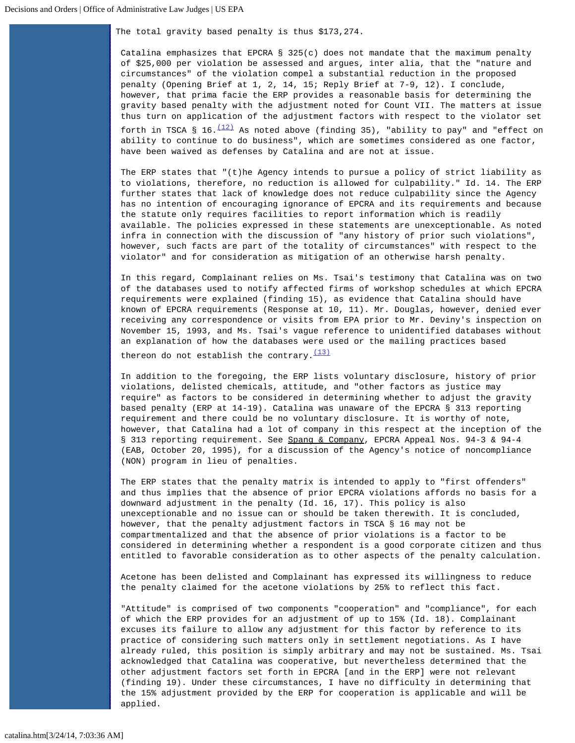The total gravity based penalty is thus $173,274.

Catalina emphasizes that EPCRA § 325(c) does not mandate that the maximum penalty of $25,000 per violation be assessed and argues, inter alia, that the "nature and circumstances" of the violation compel a substantial reduction in the proposed penalty (Opening Brief at 1, 2, 14, 15; Reply Brief at 7-9, 12). I conclude, however, that prima facie the ERP provides a reasonable basis for determining the gravity based penalty with the adjustment noted for Count VII. The matters at issue thus turn on application of the adjustment factors with respect to the violator set forth in TSCA § 16.[(12)] As noted above (finding 35), "ability to pay" and "effect on ability to continue to do business", which are sometimes considered as one factor, have been waived as defenses by Catalina and are not at issue.

The ERP states that "(t)he Agency intends to pursue a policy of strict liability as to violations, therefore, no reduction is allowed for culpability." Id. 14. The ERP further states that lack of knowledge does not reduce culpability since the Agency has no intention of encouraging ignorance of EPCRA and its requirements and because the statute only requires facilities to report information which is readily available. The policies expressed in these statements are unexceptionable. As noted infra in connection with the discussion of "any history of prior such violations", however, such facts are part of the totality of circumstances" with respect to the violator" and for consideration as mitigation of an otherwise harsh penalty.

In this regard, Complainant relies on Ms. Tsai's testimony that Catalina was on two of the databases used to notify affected firms of workshop schedules at which EPCRA requirements were explained (finding 15), as evidence that Catalina should have known of EPCRA requirements (Response at 10, 11). Mr. Douglas, however, denied ever receiving any correspondence or visits from EPA prior to Mr. Deviny's inspection on November 15, 1993, and Ms. Tsai's vague reference to unidentified databases without an explanation of how the databases were used or the mailing practices based thereon do not establish the contrary.[(13)]

In addition to the foregoing, the ERP lists voluntary disclosure, history of prior violations, delisted chemicals, attitude, and "other factors as justice may require" as factors to be considered in determining whether to adjust the gravity based penalty (ERP at 14-19). Catalina was unaware of the EPCRA § 313 reporting requirement and there could be no voluntary disclosure. It is worthy of note, however, that Catalina had a lot of company in this respect at the inception of the § 313 reporting requirement. See Spang & Company, EPCRA Appeal Nos. 94-3 & 94-4 (EAB, October 20, 1995), for a discussion of the Agency's notice of noncompliance (NON) program in lieu of penalties.

The ERP states that the penalty matrix is intended to apply to "first offenders" and thus implies that the absence of prior EPCRA violations affords no basis for a downward adjustment in the penalty (Id. 16, 17). This policy is also unexceptionable and no issue can or should be taken therewith. It is concluded, however, that the penalty adjustment factors in TSCA § 16 may not be compartmentalized and that the absence of prior violations is a factor to be considered in determining whether a respondent is a good corporate citizen and thus entitled to favorable consideration as to other aspects of the penalty calculation.

Acetone has been delisted and Complainant has expressed its willingness to reduce the penalty claimed for the acetone violations by 25% to reflect this fact.

"Attitude" is comprised of two components "cooperation" and "compliance", for each of which the ERP provides for an adjustment of up to 15% (Id. 18). Complainant excuses its failure to allow any adjustment for this factor by reference to its practice of considering such matters only in settlement negotiations. As I have already ruled, this position is simply arbitrary and may not be sustained. Ms. Tsai acknowledged that Catalina was cooperative, but nevertheless determined that the other adjustment factors set forth in EPCRA [and in the ERP] were not relevant (finding 19). Under these circumstances, I have no difficulty in determining that the 15% adjustment provided by the ERP for cooperation is applicable and will be applied.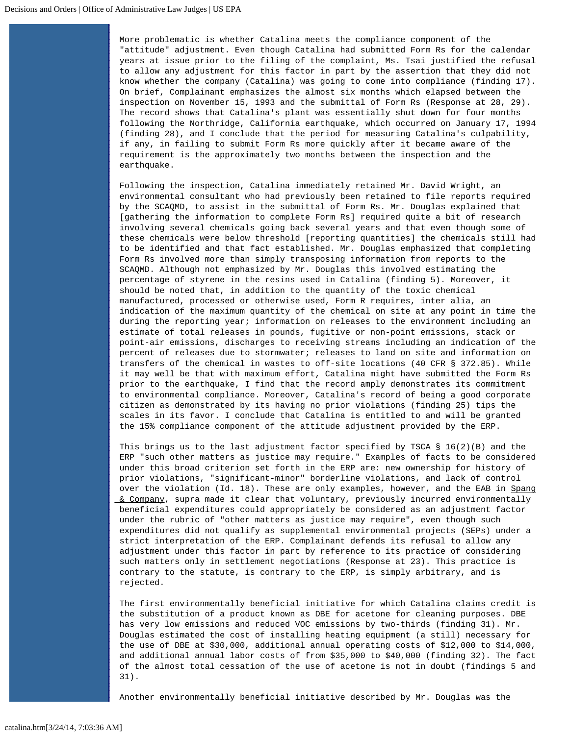More problematic is whether Catalina meets the compliance component of the "attitude" adjustment. Even though Catalina had submitted Form Rs for the calendar years at issue prior to the filing of the complaint, Ms. Tsai justified the refusal to allow any adjustment for this factor in part by the assertion that they did not know whether the company (Catalina) was going to come into compliance (finding 17). On brief, Complainant emphasizes the almost six months which elapsed between the inspection on November 15, 1993 and the submittal of Form Rs (Response at 28, 29). The record shows that Catalina's plant was essentially shut down for four months following the Northridge, California earthquake, which occurred on January 17, 1994 (finding 28), and I conclude that the period for measuring Catalina's culpability, if any, in failing to submit Form Rs more quickly after it became aware of the requirement is the approximately two months between the inspection and the earthquake.

Following the inspection, Catalina immediately retained Mr. David Wright, an environmental consultant who had previously been retained to file reports required by the SCAQMD, to assist in the submittal of Form Rs. Mr. Douglas explained that [gathering the information to complete Form Rs] required quite a bit of research involving several chemicals going back several years and that even though some of these chemicals were below threshold [reporting quantities] the chemicals still had to be identified and that fact established. Mr. Douglas emphasized that completing Form Rs involved more than simply transposing information from reports to the SCAQMD. Although not emphasized by Mr. Douglas this involved estimating the percentage of styrene in the resins used in Catalina (finding 5). Moreover, it should be noted that, in addition to the quantity of the toxic chemical manufactured, processed or otherwise used, Form R requires, inter alia, an indication of the maximum quantity of the chemical on site at any point in time the during the reporting year; information on releases to the environment including an estimate of total releases in pounds, fugitive or non-point emissions, stack or point-air emissions, discharges to receiving streams including an indication of the percent of releases due to stormwater; releases to land on site and information on transfers of the chemical in wastes to off-site locations (40 CFR § 372.85). While it may well be that with maximum effort, Catalina might have submitted the Form Rs prior to the earthquake, I find that the record amply demonstrates its commitment to environmental compliance. Moreover, Catalina's record of being a good corporate citizen as demonstrated by its having no prior violations (finding 25) tips the scales in its favor. I conclude that Catalina is entitled to and will be granted the 15% compliance component of the attitude adjustment provided by the ERP.

This brings us to the last adjustment factor specified by TSCA § 16(2)(B) and the ERP "such other matters as justice may require." Examples of facts to be considered under this broad criterion set forth in the ERP are: new ownership for history of prior violations, "significant-minor" borderline violations, and lack of control over the violation (Id. 18). These are only examples, however, and the EAB in Spang & Company, supra made it clear that voluntary, previously incurred environmentally beneficial expenditures could appropriately be considered as an adjustment factor under the rubric of "other matters as justice may require", even though such expenditures did not qualify as supplemental environmental projects (SEPs) under a strict interpretation of the ERP. Complainant defends its refusal to allow any adjustment under this factor in part by reference to its practice of considering such matters only in settlement negotiations (Response at 23). This practice is contrary to the statute, is contrary to the ERP, is simply arbitrary, and is rejected.

The first environmentally beneficial initiative for which Catalina claims credit is the substitution of a product known as DBE for acetone for cleaning purposes. DBE has very low emissions and reduced VOC emissions by two-thirds (finding 31). Mr. Douglas estimated the cost of installing heating equipment (a still) necessary for the use of DBE at $30,000, additional annual operating costs of $12,000 to $14,000, and additional annual labor costs of from $35,000 to $40,000 (finding 32). The fact of the almost total cessation of the use of acetone is not in doubt (findings 5 and 31).

Another environmentally beneficial initiative described by Mr. Douglas was the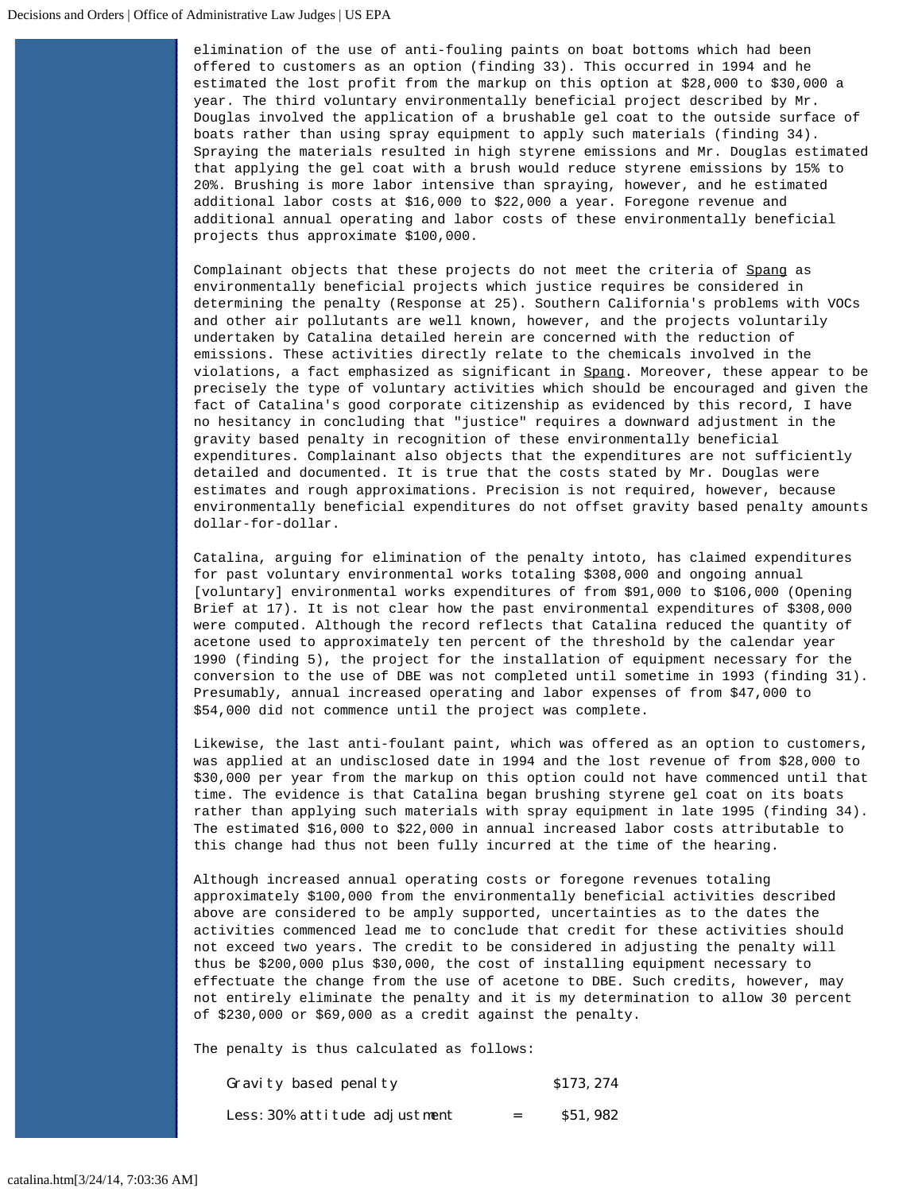elimination of the use of anti-fouling paints on boat bottoms which had been offered to customers as an option (finding 33). This occurred in 1994 and he estimated the lost profit from the markup on this option at $28,000 to $30,000 a year. The third voluntary environmentally beneficial project described by Mr. Douglas involved the application of a brushable gel coat to the outside surface of boats rather than using spray equipment to apply such materials (finding 34). Spraying the materials resulted in high styrene emissions and Mr. Douglas estimated that applying the gel coat with a brush would reduce styrene emissions by 15% to 20%. Brushing is more labor intensive than spraying, however, and he estimated additional labor costs at $16,000 to $22,000 a year. Foregone revenue and additional annual operating and labor costs of these environmentally beneficial projects thus approximate $100,000.

Complainant objects that these projects do not meet the criteria of Spang as environmentally beneficial projects which justice requires be considered in determining the penalty (Response at 25). Southern California's problems with VOCs and other air pollutants are well known, however, and the projects voluntarily undertaken by Catalina detailed herein are concerned with the reduction of emissions. These activities directly relate to the chemicals involved in the violations, a fact emphasized as significant in Spang. Moreover, these appear to be precisely the type of voluntary activities which should be encouraged and given the fact of Catalina's good corporate citizenship as evidenced by this record, I have no hesitancy in concluding that "justice" requires a downward adjustment in the gravity based penalty in recognition of these environmentally beneficial expenditures. Complainant also objects that the expenditures are not sufficiently detailed and documented. It is true that the costs stated by Mr. Douglas were estimates and rough approximations. Precision is not required, however, because environmentally beneficial expenditures do not offset gravity based penalty amounts dollar-for-dollar.

Catalina, arguing for elimination of the penalty intoto, has claimed expenditures for past voluntary environmental works totaling $308,000 and ongoing annual [voluntary] environmental works expenditures of from $91,000 to $106,000 (Opening Brief at 17). It is not clear how the past environmental expenditures of $308,000 were computed. Although the record reflects that Catalina reduced the quantity of acetone used to approximately ten percent of the threshold by the calendar year 1990 (finding 5), the project for the installation of equipment necessary for the conversion to the use of DBE was not completed until sometime in 1993 (finding 31). Presumably, annual increased operating and labor expenses of from $47,000 to $54,000 did not commence until the project was complete.

Likewise, the last anti-foulant paint, which was offered as an option to customers, was applied at an undisclosed date in 1994 and the lost revenue of from $28,000 to $30,000 per year from the markup on this option could not have commenced until that time. The evidence is that Catalina began brushing styrene gel coat on its boats rather than applying such materials with spray equipment in late 1995 (finding 34). The estimated $16,000 to $22,000 in annual increased labor costs attributable to this change had thus not been fully incurred at the time of the hearing.

Although increased annual operating costs or foregone revenues totaling approximately $100,000 from the environmentally beneficial activities described above are considered to be amply supported, uncertainties as to the dates the activities commenced lead me to conclude that credit for these activities should not exceed two years. The credit to be considered in adjusting the penalty will thus be $200,000 plus $30,000, the cost of installing equipment necessary to effectuate the change from the use of acetone to DBE. Such credits, however, may not entirely eliminate the penalty and it is my determination to allow 30 percent of $230,000 or $69,000 as a credit against the penalty.

The penalty is thus calculated as follows:

| | | |
|---|---|---|
| Gravity based penalty | | $173,274 |
| Less: 30% attitude adjustment | = | $51,982 |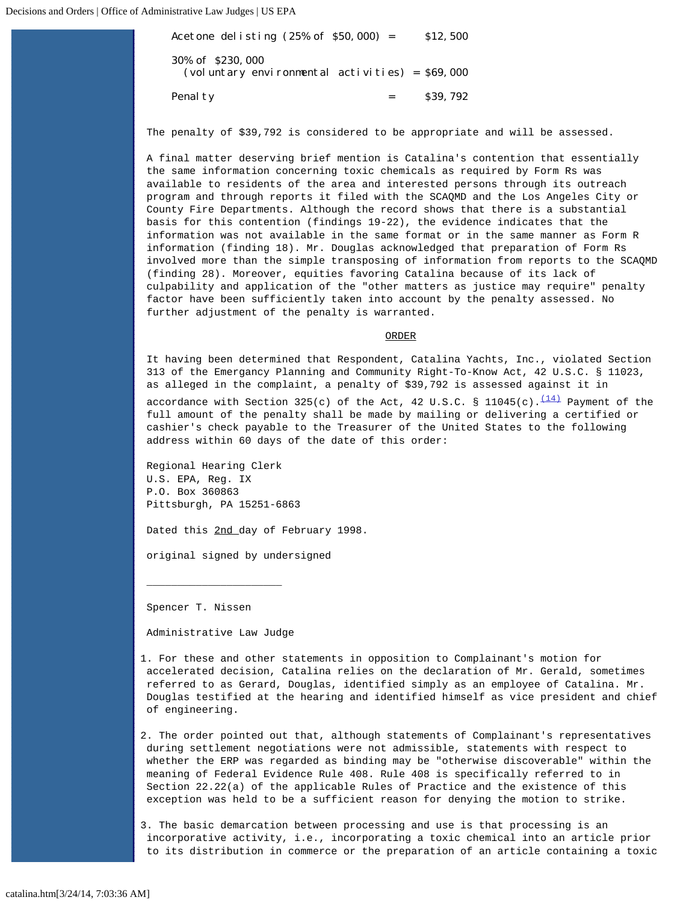| | | |
|---|---|---|
| Acetone delisting (25% of $50,000) | = | $12,500 |
| 30% of $230,000 (voluntary environmental activities) | = | $69,000 |
| Penalty | = | $39,792 |

The penalty of $39,792 is considered to be appropriate and will be assessed.

A final matter deserving brief mention is Catalina's contention that essentially the same information concerning toxic chemicals as required by Form Rs was available to residents of the area and interested persons through its outreach program and through reports it filed with the SCAQMD and the Los Angeles City or County Fire Departments. Although the record shows that there is a substantial basis for this contention (findings 19-22), the evidence indicates that the information was not available in the same format or in the same manner as Form R information (finding 18). Mr. Douglas acknowledged that preparation of Form Rs involved more than the simple transposing of information from reports to the SCAQMD (finding 28). Moreover, equities favoring Catalina because of its lack of culpability and application of the "other matters as justice may require" penalty factor have been sufficiently taken into account by the penalty assessed. No further adjustment of the penalty is warranted.

## ORDER

It having been determined that Respondent, Catalina Yachts, Inc., violated Section 313 of the Emergancy Planning and Community Right-To-Know Act, 42 U.S.C. § 11023, as alleged in the complaint, a penalty of $39,792 is assessed against it in accordance with Section 325(c) of the Act, 42 U.S.C. § 11045(c).[(14)] Payment of the full amount of the penalty shall be made by mailing or delivering a certified or cashier's check payable to the Treasurer of the United States to the following address within 60 days of the date of this order:

Regional Hearing Clerk
U.S. EPA, Reg. IX
P.O. Box 360863
Pittsburgh, PA 15251-6863

Dated this 2nd day of February 1998.

original signed by undersigned

______________________

Spencer T. Nissen

Administrative Law Judge

1. For these and other statements in opposition to Complainant's motion for accelerated decision, Catalina relies on the declaration of Mr. Gerald, sometimes referred to as Gerard, Douglas, identified simply as an employee of Catalina. Mr. Douglas testified at the hearing and identified himself as vice president and chief of engineering.

2. The order pointed out that, although statements of Complainant's representatives during settlement negotiations were not admissible, statements with respect to whether the ERP was regarded as binding may be "otherwise discoverable" within the meaning of Federal Evidence Rule 408. Rule 408 is specifically referred to in Section 22.22(a) of the applicable Rules of Practice and the existence of this exception was held to be a sufficient reason for denying the motion to strike.

3. The basic demarcation between processing and use is that processing is an incorporative activity, i.e., incorporating a toxic chemical into an article prior to its distribution in commerce or the preparation of an article containing a toxic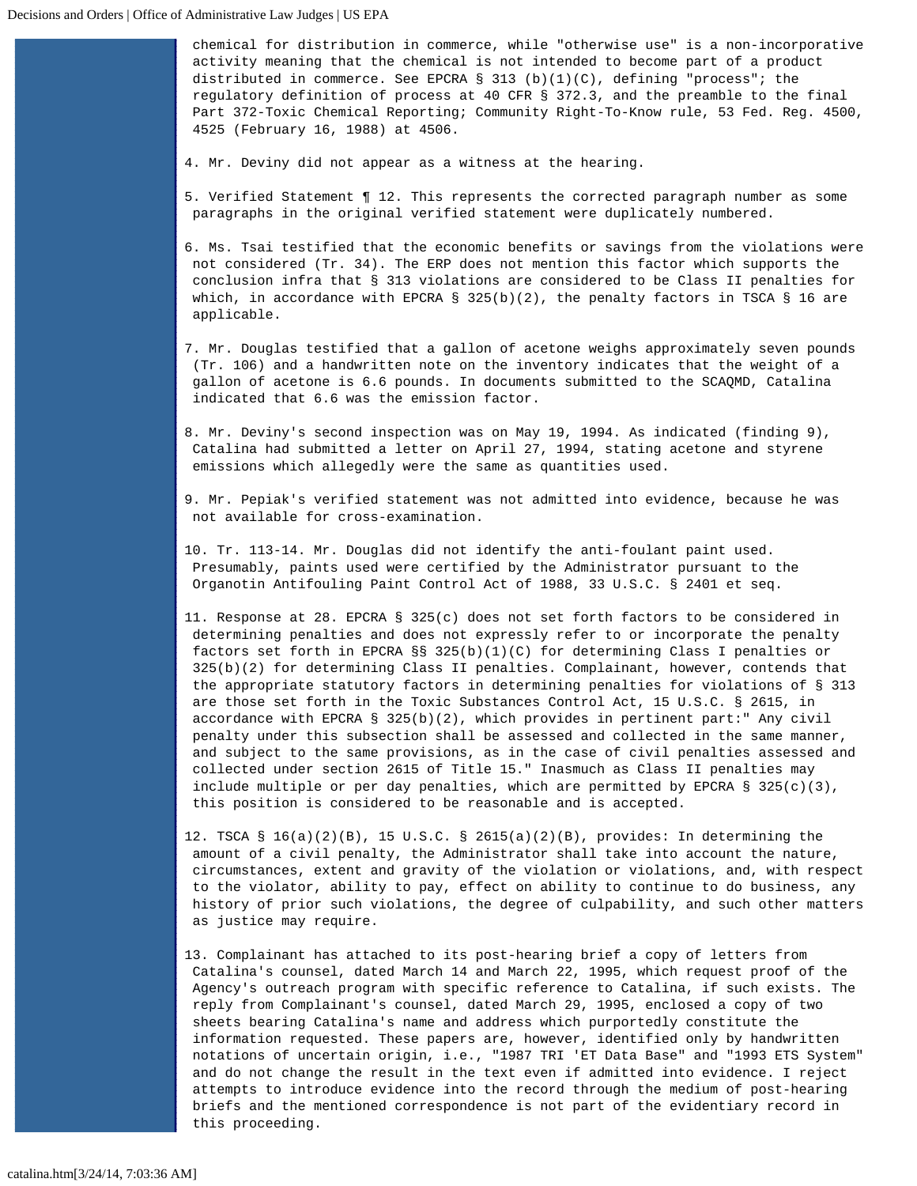chemical for distribution in commerce, while "otherwise use" is a non-incorporative activity meaning that the chemical is not intended to become part of a product distributed in commerce. See EPCRA § 313 (b)(1)(C), defining "process"; the regulatory definition of process at 40 CFR § 372.3, and the preamble to the final Part 372-Toxic Chemical Reporting; Community Right-To-Know rule, 53 Fed. Reg. 4500, 4525 (February 16, 1988) at 4506.

4. Mr. Deviny did not appear as a witness at the hearing.

5. Verified Statement ¶ 12. This represents the corrected paragraph number as some paragraphs in the original verified statement were duplicately numbered.

6. Ms. Tsai testified that the economic benefits or savings from the violations were not considered (Tr. 34). The ERP does not mention this factor which supports the conclusion infra that § 313 violations are considered to be Class II penalties for which, in accordance with EPCRA § 325(b)(2), the penalty factors in TSCA § 16 are applicable.

7. Mr. Douglas testified that a gallon of acetone weighs approximately seven pounds (Tr. 106) and a handwritten note on the inventory indicates that the weight of a gallon of acetone is 6.6 pounds. In documents submitted to the SCAQMD, Catalina indicated that 6.6 was the emission factor.

8. Mr. Deviny's second inspection was on May 19, 1994. As indicated (finding 9), Catalina had submitted a letter on April 27, 1994, stating acetone and styrene emissions which allegedly were the same as quantities used.

9. Mr. Pepiak's verified statement was not admitted into evidence, because he was not available for cross-examination.

10. Tr. 113-14. Mr. Douglas did not identify the anti-foulant paint used. Presumably, paints used were certified by the Administrator pursuant to the Organotin Antifouling Paint Control Act of 1988, 33 U.S.C. § 2401 et seq.

11. Response at 28. EPCRA § 325(c) does not set forth factors to be considered in determining penalties and does not expressly refer to or incorporate the penalty factors set forth in EPCRA §§ 325(b)(1)(C) for determining Class I penalties or 325(b)(2) for determining Class II penalties. Complainant, however, contends that the appropriate statutory factors in determining penalties for violations of § 313 are those set forth in the Toxic Substances Control Act, 15 U.S.C. § 2615, in accordance with EPCRA § 325(b)(2), which provides in pertinent part:" Any civil penalty under this subsection shall be assessed and collected in the same manner, and subject to the same provisions, as in the case of civil penalties assessed and collected under section 2615 of Title 15." Inasmuch as Class II penalties may include multiple or per day penalties, which are permitted by EPCRA § 325(c)(3), this position is considered to be reasonable and is accepted.

12. TSCA § 16(a)(2)(B), 15 U.S.C. § 2615(a)(2)(B), provides: In determining the amount of a civil penalty, the Administrator shall take into account the nature, circumstances, extent and gravity of the violation or violations, and, with respect to the violator, ability to pay, effect on ability to continue to do business, any history of prior such violations, the degree of culpability, and such other matters as justice may require.

13. Complainant has attached to its post-hearing brief a copy of letters from Catalina's counsel, dated March 14 and March 22, 1995, which request proof of the Agency's outreach program with specific reference to Catalina, if such exists. The reply from Complainant's counsel, dated March 29, 1995, enclosed a copy of two sheets bearing Catalina's name and address which purportedly constitute the information requested. These papers are, however, identified only by handwritten notations of uncertain origin, i.e., "1987 TRI 'ET Data Base" and "1993 ETS System" and do not change the result in the text even if admitted into evidence. I reject attempts to introduce evidence into the record through the medium of post-hearing briefs and the mentioned correspondence is not part of the evidentiary record in this proceeding.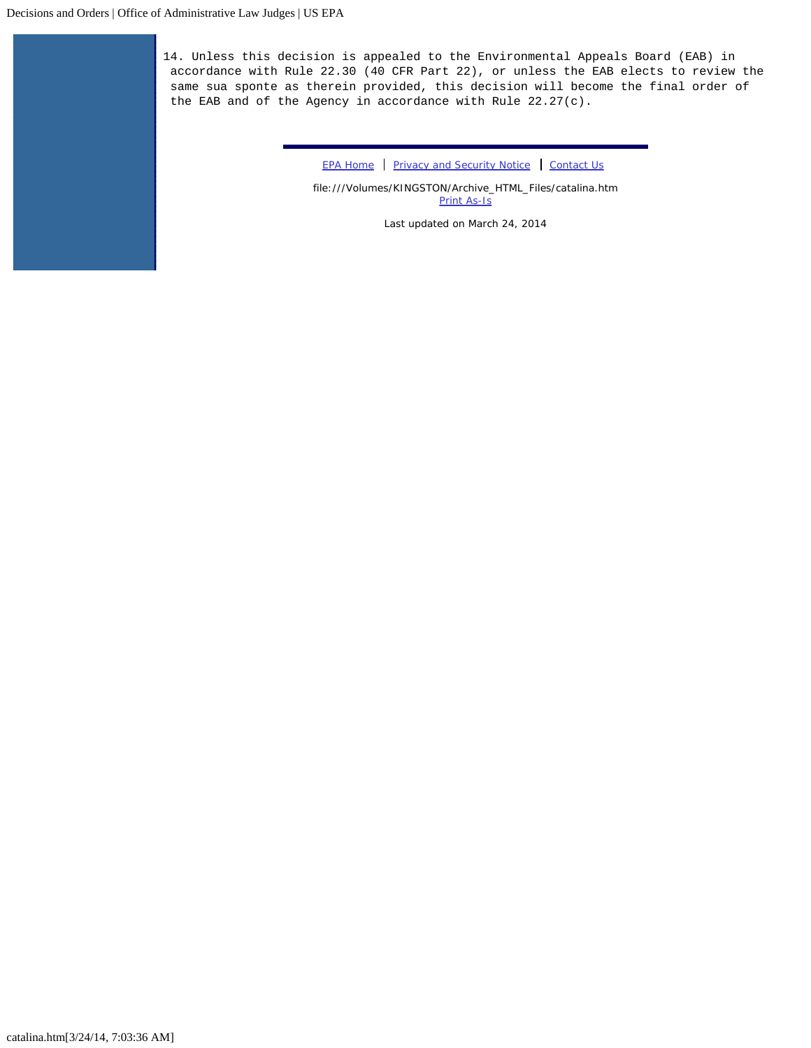14. Unless this decision is appealed to the Environmental Appeals Board (EAB) in accordance with Rule 22.30 (40 CFR Part 22), or unless the EAB elects to review the same sua sponte as therein provided, this decision will become the final order of the EAB and of the Agency in accordance with Rule 22.27(c).

---

EPA Home | Privacy and Security Notice | Contact Us

file:///Volumes/KINGSTON/Archive_HTML_Files/catalina.htm
Print As-Is

Last updated on March 24, 2014